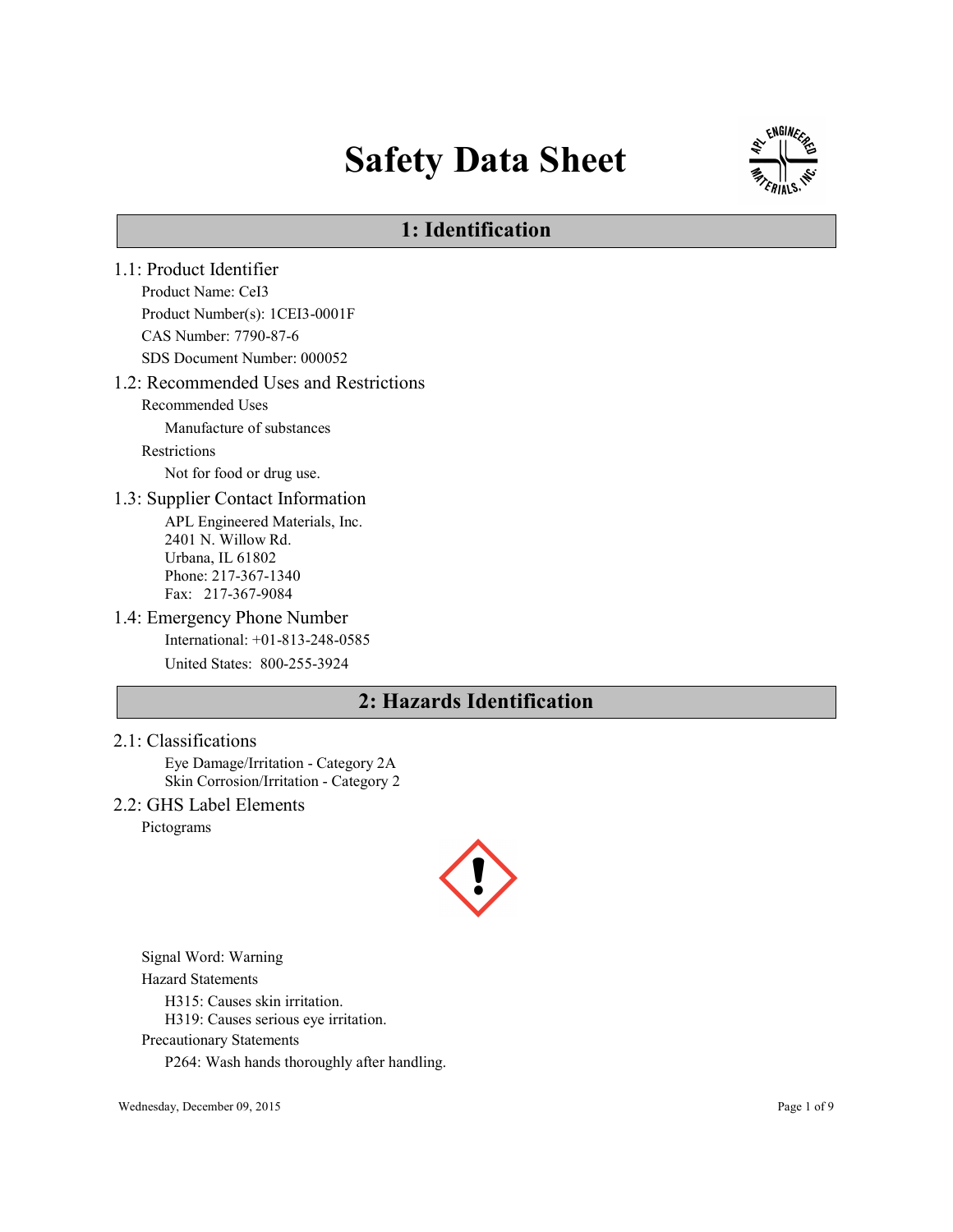# Safety Data Sheet

## 1: Identification

### 1.1: Product Identifier

Product Name: CeI3

Product Number(s): 1CEI3-0001F

CAS Number: 7790-87-6

SDS Document Number: 000052

### 1.2: Recommended Uses and Restrictions

Recommended Uses

Manufacture of substances

Restrictions

Not for food or drug use.

### 1.3: Supplier Contact Information

APL Engineered Materials, Inc.
2401 N. Willow Rd.
Urbana, IL 61802
Phone: 217-367-1340
Fax: 217-367-9084

### 1.4: Emergency Phone Number

International: +01-813-248-0585

United States: 800-255-3924

## 2: Hazards Identification

### 2.1: Classifications

Eye Damage/Irritation - Category 2A
Skin Corrosion/Irritation - Category 2

### 2.2: GHS Label Elements

Pictograms

Signal Word: Warning

Hazard Statements

H315: Causes skin irritation.
H319: Causes serious eye irritation.

Precautionary Statements

P264: Wash hands thoroughly after handling.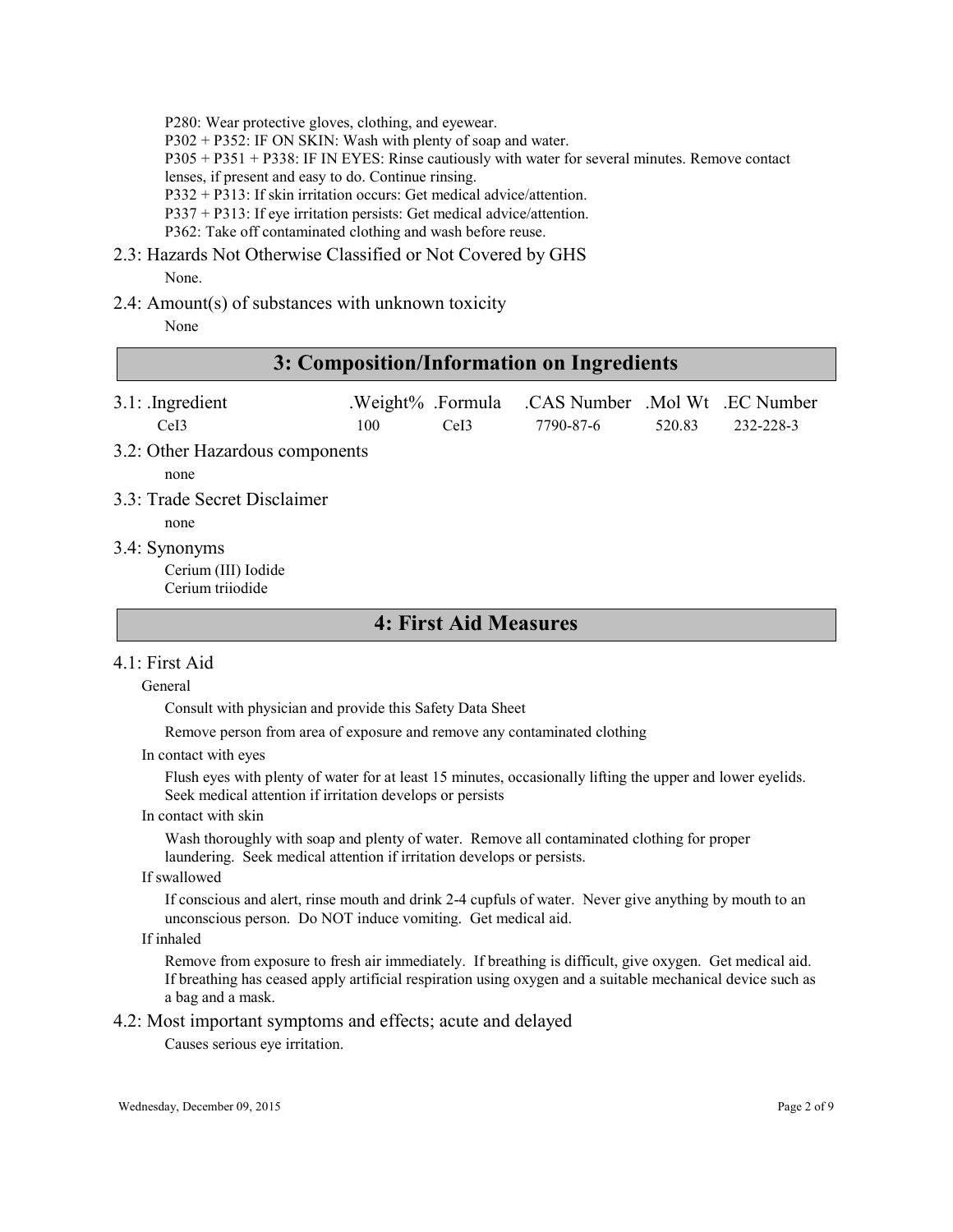P280: Wear protective gloves, clothing, and eyewear.
P302 + P352: IF ON SKIN: Wash with plenty of soap and water.
P305 + P351 + P338: IF IN EYES: Rinse cautiously with water for several minutes. Remove contact lenses, if present and easy to do. Continue rinsing.
P332 + P313: If skin irritation occurs: Get medical advice/attention.
P337 + P313: If eye irritation persists: Get medical advice/attention.
P362: Take off contaminated clothing and wash before reuse.

### 2.3: Hazards Not Otherwise Classified or Not Covered by GHS

None.

### 2.4: Amount(s) of substances with unknown toxicity

None

## 3: Composition/Information on Ingredients

### 3.1: .Ingredient

| .Ingredient | .Weight% | .Formula | .CAS Number | .Mol Wt | .EC Number |
|---|---|---|---|---|---|
| CeI3 | 100 | CeI3 | 7790-87-6 | 520.83 | 232-228-3 |

### 3.2: Other Hazardous components

none

### 3.3: Trade Secret Disclaimer

none

### 3.4: Synonyms

Cerium (III) Iodide
Cerium triiodide

## 4: First Aid Measures

### 4.1: First Aid

General

Consult with physician and provide this Safety Data Sheet

Remove person from area of exposure and remove any contaminated clothing

In contact with eyes

Flush eyes with plenty of water for at least 15 minutes, occasionally lifting the upper and lower eyelids. Seek medical attention if irritation develops or persists

In contact with skin

Wash thoroughly with soap and plenty of water. Remove all contaminated clothing for proper laundering. Seek medical attention if irritation develops or persists.

If swallowed

If conscious and alert, rinse mouth and drink 2-4 cupfuls of water. Never give anything by mouth to an unconscious person. Do NOT induce vomiting. Get medical aid.

If inhaled

Remove from exposure to fresh air immediately. If breathing is difficult, give oxygen. Get medical aid. If breathing has ceased apply artificial respiration using oxygen and a suitable mechanical device such as a bag and a mask.

### 4.2: Most important symptoms and effects; acute and delayed

Causes serious eye irritation.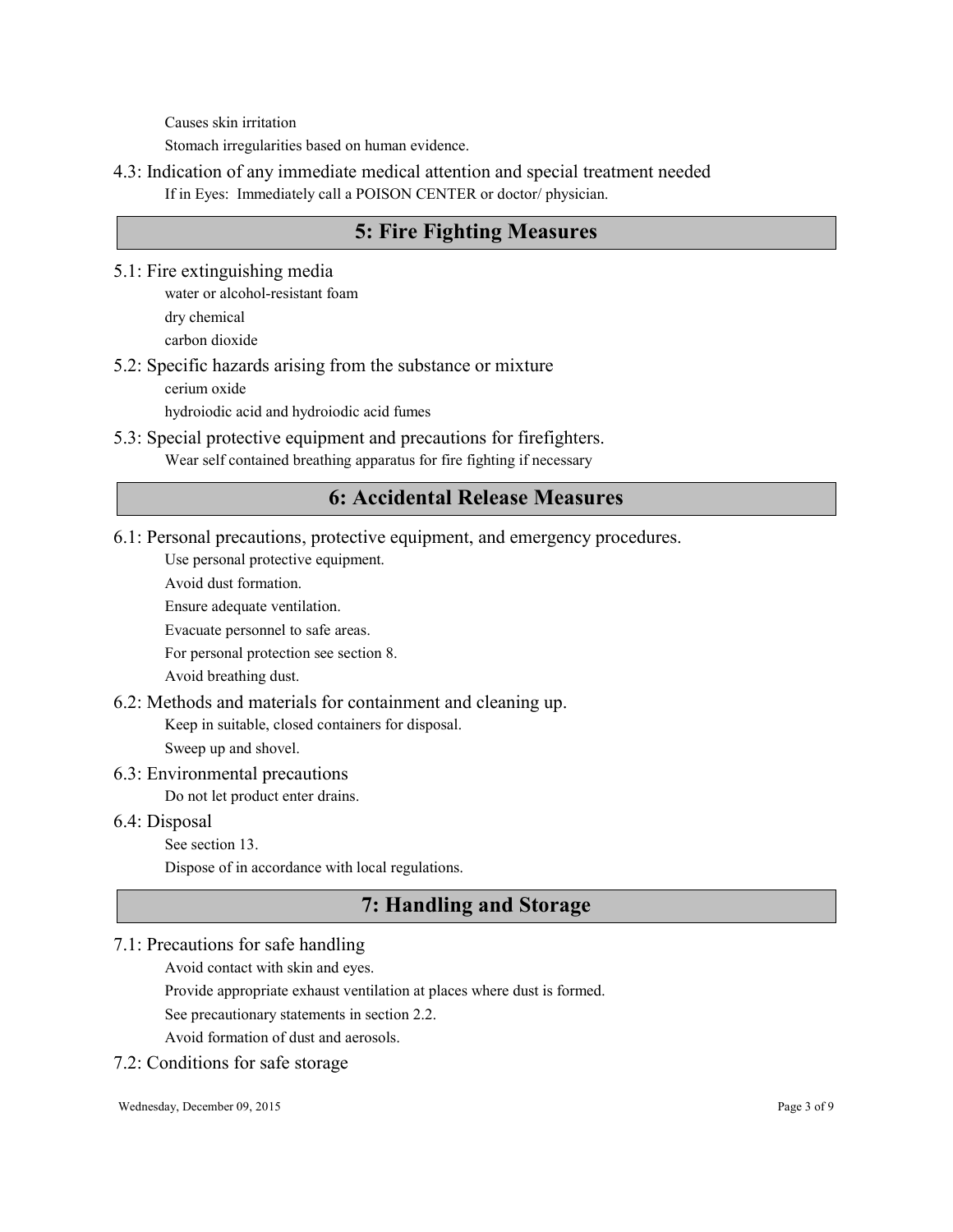Causes skin irritation

Stomach irregularities based on human evidence.

### 4.3: Indication of any immediate medical attention and special treatment needed

If in Eyes: Immediately call a POISON CENTER or doctor/ physician.

## 5: Fire Fighting Measures

### 5.1: Fire extinguishing media

water or alcohol-resistant foam

dry chemical

carbon dioxide

### 5.2: Specific hazards arising from the substance or mixture

cerium oxide

hydroiodic acid and hydroiodic acid fumes

### 5.3: Special protective equipment and precautions for firefighters.

Wear self contained breathing apparatus for fire fighting if necessary

## 6: Accidental Release Measures

### 6.1: Personal precautions, protective equipment, and emergency procedures.

Use personal protective equipment.

Avoid dust formation.

Ensure adequate ventilation.

Evacuate personnel to safe areas.

For personal protection see section 8.

Avoid breathing dust.

### 6.2: Methods and materials for containment and cleaning up.

Keep in suitable, closed containers for disposal.

Sweep up and shovel.

### 6.3: Environmental precautions

Do not let product enter drains.

### 6.4: Disposal

See section 13.

Dispose of in accordance with local regulations.

## 7: Handling and Storage

### 7.1: Precautions for safe handling

Avoid contact with skin and eyes.

Provide appropriate exhaust ventilation at places where dust is formed.

See precautionary statements in section 2.2.

Avoid formation of dust and aerosols.

### 7.2: Conditions for safe storage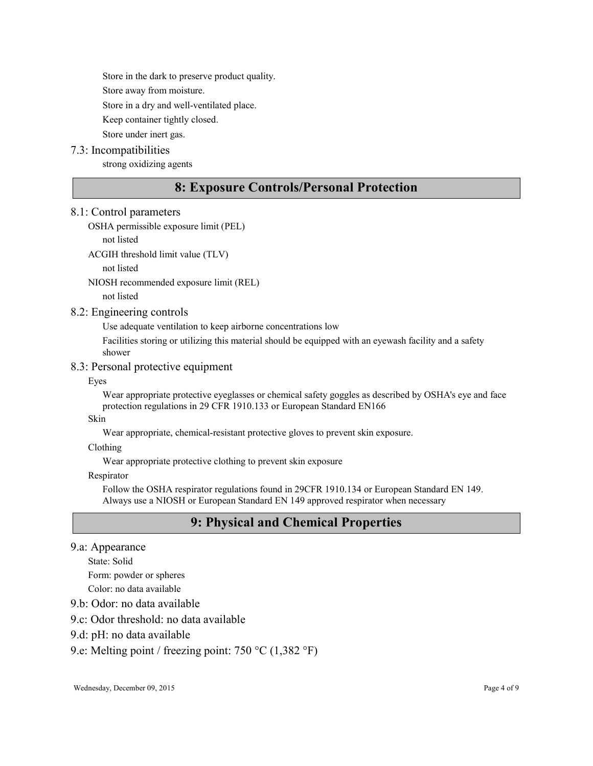Store in the dark to preserve product quality.

Store away from moisture.

Store in a dry and well-ventilated place.

Keep container tightly closed.

Store under inert gas.

### 7.3: Incompatibilities

strong oxidizing agents

## 8: Exposure Controls/Personal Protection

### 8.1: Control parameters

OSHA permissible exposure limit (PEL)

not listed

ACGIH threshold limit value (TLV)

not listed

NIOSH recommended exposure limit (REL)

not listed

### 8.2: Engineering controls

Use adequate ventilation to keep airborne concentrations low

Facilities storing or utilizing this material should be equipped with an eyewash facility and a safety shower

### 8.3: Personal protective equipment

Eyes

Wear appropriate protective eyeglasses or chemical safety goggles as described by OSHA's eye and face protection regulations in 29 CFR 1910.133 or European Standard EN166

Skin

Wear appropriate, chemical-resistant protective gloves to prevent skin exposure.

Clothing

Wear appropriate protective clothing to prevent skin exposure

Respirator

Follow the OSHA respirator regulations found in 29CFR 1910.134 or European Standard EN 149. Always use a NIOSH or European Standard EN 149 approved respirator when necessary

## 9: Physical and Chemical Properties

### 9.a: Appearance

State: Solid

Form: powder or spheres

Color: no data available

### 9.b: Odor: no data available

### 9.c: Odor threshold: no data available

### 9.d: pH: no data available

### 9.e: Melting point / freezing point: 750 °C (1,382 °F)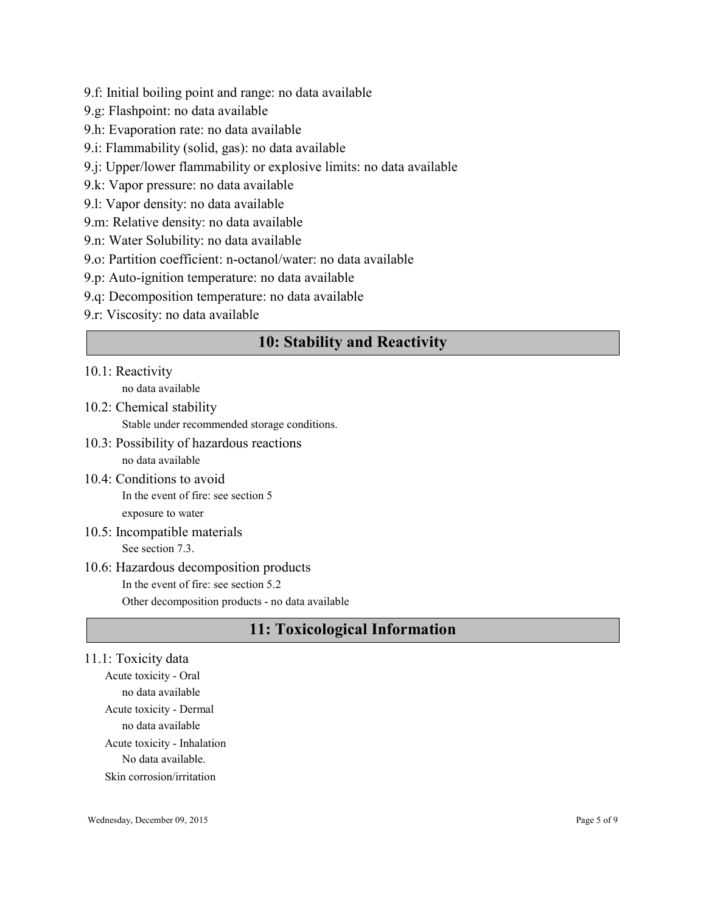9.f: Initial boiling point and range: no data available

9.g: Flashpoint: no data available

9.h: Evaporation rate: no data available

9.i: Flammability (solid, gas): no data available

9.j: Upper/lower flammability or explosive limits: no data available

9.k: Vapor pressure: no data available

9.l: Vapor density: no data available

9.m: Relative density: no data available

9.n: Water Solubility: no data available

9.o: Partition coefficient: n-octanol/water: no data available

9.p: Auto-ignition temperature: no data available

9.q: Decomposition temperature: no data available

9.r: Viscosity: no data available

## 10: Stability and Reactivity

10.1: Reactivity

no data available

10.2: Chemical stability

Stable under recommended storage conditions.

10.3: Possibility of hazardous reactions

no data available

10.4: Conditions to avoid

In the event of fire: see section 5

exposure to water

10.5: Incompatible materials

See section 7.3.

10.6: Hazardous decomposition products

In the event of fire: see section 5.2

Other decomposition products - no data available

## 11: Toxicological Information

11.1: Toxicity data

Acute toxicity - Oral

no data available

Acute toxicity - Dermal

no data available

Acute toxicity - Inhalation

No data available.

Skin corrosion/irritation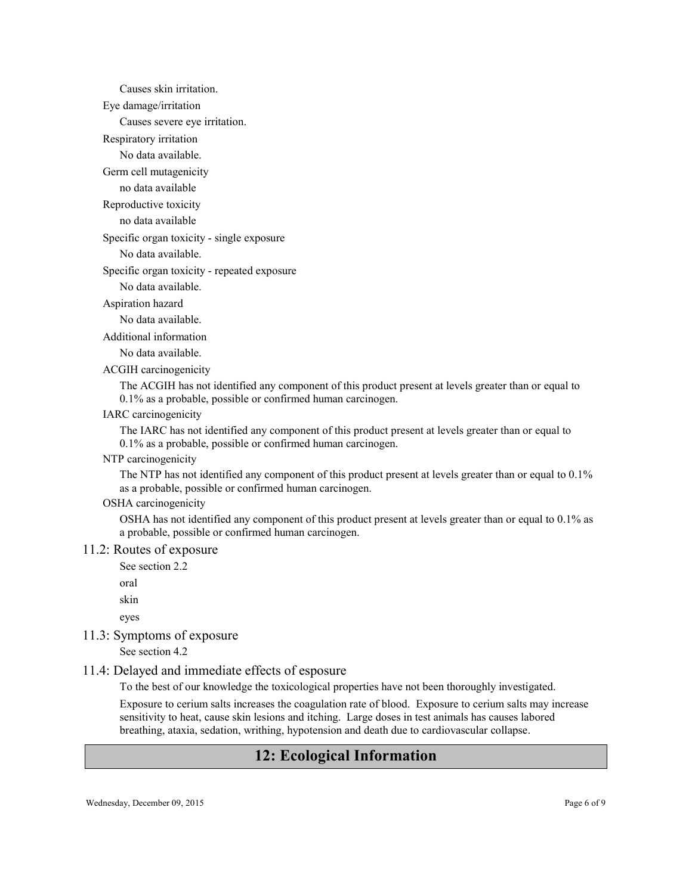Causes skin irritation.

Eye damage/irritation

Causes severe eye irritation.

Respiratory irritation

No data available.

Germ cell mutagenicity

no data available

Reproductive toxicity

no data available

Specific organ toxicity - single exposure

No data available.

Specific organ toxicity - repeated exposure

No data available.

Aspiration hazard

No data available.

Additional information

No data available.

ACGIH carcinogenicity

The ACGIH has not identified any component of this product present at levels greater than or equal to 0.1% as a probable, possible or confirmed human carcinogen.

IARC carcinogenicity

The IARC has not identified any component of this product present at levels greater than or equal to 0.1% as a probable, possible or confirmed human carcinogen.

NTP carcinogenicity

The NTP has not identified any component of this product present at levels greater than or equal to 0.1% as a probable, possible or confirmed human carcinogen.

OSHA carcinogenicity

OSHA has not identified any component of this product present at levels greater than or equal to 0.1% as a probable, possible or confirmed human carcinogen.

### 11.2: Routes of exposure

See section 2.2

oral

skin

eyes

### 11.3: Symptoms of exposure

See section 4.2

### 11.4: Delayed and immediate effects of esposure

To the best of our knowledge the toxicological properties have not been thoroughly investigated.

Exposure to cerium salts increases the coagulation rate of blood. Exposure to cerium salts may increase sensitivity to heat, cause skin lesions and itching. Large doses in test animals has causes labored breathing, ataxia, sedation, writhing, hypotension and death due to cardiovascular collapse.

## 12: Ecological Information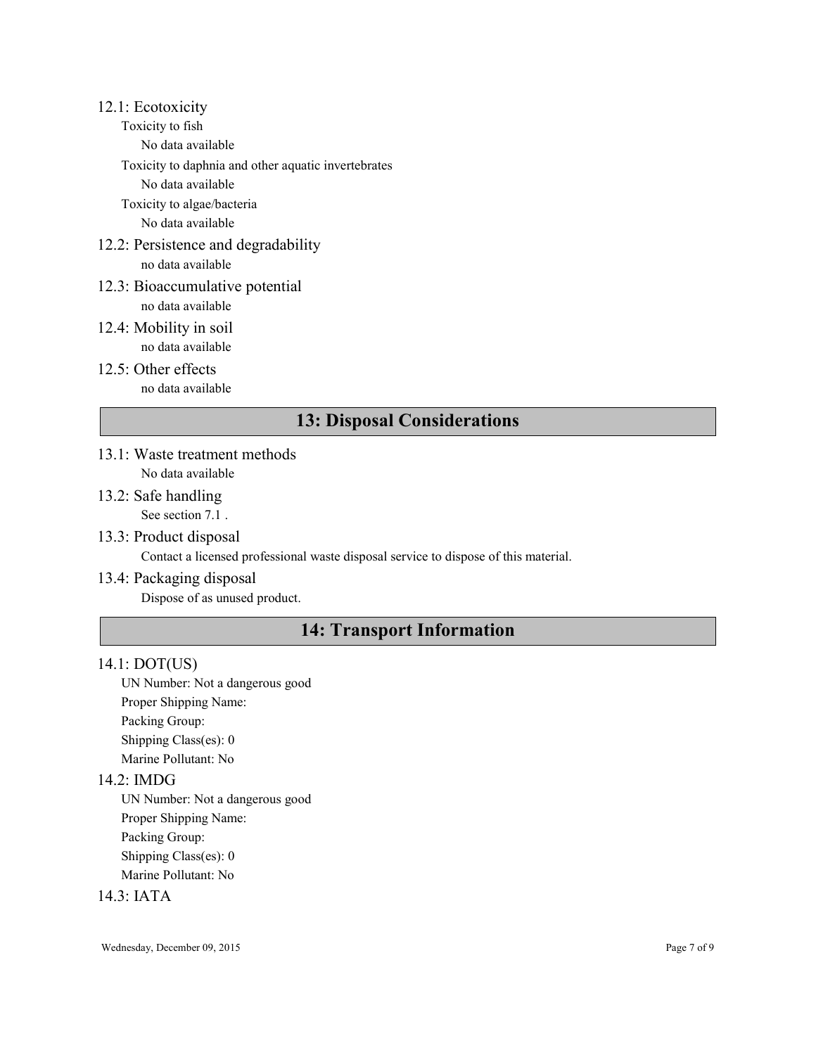### 12.1: Ecotoxicity

Toxicity to fish

No data available

Toxicity to daphnia and other aquatic invertebrates

No data available

Toxicity to algae/bacteria

No data available

### 12.2: Persistence and degradability

no data available

### 12.3: Bioaccumulative potential

no data available

### 12.4: Mobility in soil

no data available

### 12.5: Other effects

no data available

## 13: Disposal Considerations

### 13.1: Waste treatment methods

No data available

### 13.2: Safe handling

See section 7.1 .

### 13.3: Product disposal

Contact a licensed professional waste disposal service to dispose of this material.

### 13.4: Packaging disposal

Dispose of as unused product.

## 14: Transport Information

### 14.1: DOT(US)

UN Number: Not a dangerous good

Proper Shipping Name:

Packing Group:

Shipping Class(es): 0

Marine Pollutant: No

### 14.2: IMDG

UN Number: Not a dangerous good

Proper Shipping Name:

Packing Group:

Shipping Class(es): 0

Marine Pollutant: No

### 14.3: IATA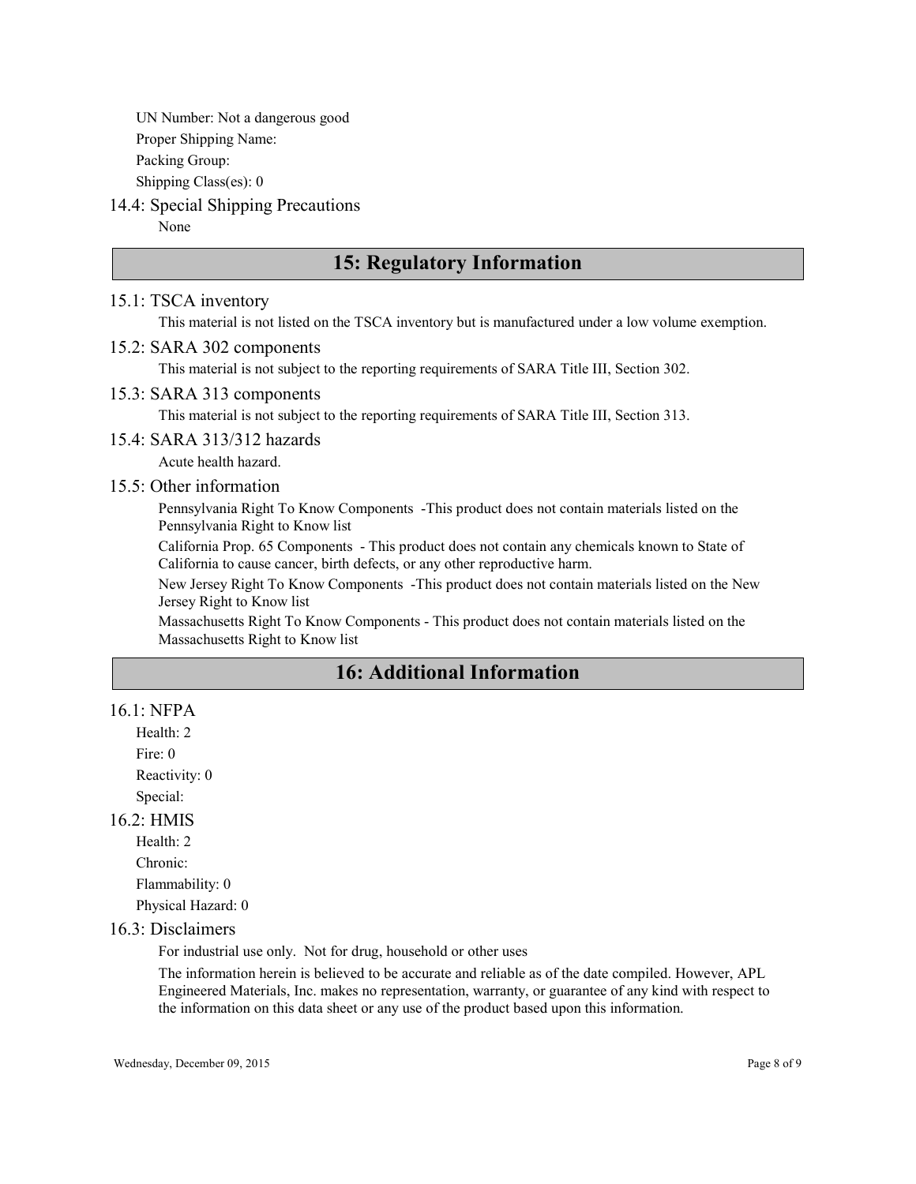UN Number: Not a dangerous good

Proper Shipping Name:

Packing Group:

Shipping Class(es): 0

### 14.4: Special Shipping Precautions

None

## 15: Regulatory Information

### 15.1: TSCA inventory

This material is not listed on the TSCA inventory but is manufactured under a low volume exemption.

### 15.2: SARA 302 components

This material is not subject to the reporting requirements of SARA Title III, Section 302.

### 15.3: SARA 313 components

This material is not subject to the reporting requirements of SARA Title III, Section 313.

### 15.4: SARA 313/312 hazards

Acute health hazard.

### 15.5: Other information

Pennsylvania Right To Know Components -This product does not contain materials listed on the Pennsylvania Right to Know list

California Prop. 65 Components - This product does not contain any chemicals known to State of California to cause cancer, birth defects, or any other reproductive harm.

New Jersey Right To Know Components -This product does not contain materials listed on the New Jersey Right to Know list

Massachusetts Right To Know Components - This product does not contain materials listed on the Massachusetts Right to Know list

## 16: Additional Information

### 16.1: NFPA

Health: 2

Fire: 0

Reactivity: 0

Special:

### 16.2: HMIS

Health: 2

Chronic:

Flammability: 0

Physical Hazard: 0

### 16.3: Disclaimers

For industrial use only. Not for drug, household or other uses

The information herein is believed to be accurate and reliable as of the date compiled. However, APL Engineered Materials, Inc. makes no representation, warranty, or guarantee of any kind with respect to the information on this data sheet or any use of the product based upon this information.

Wednesday, December 09, 2015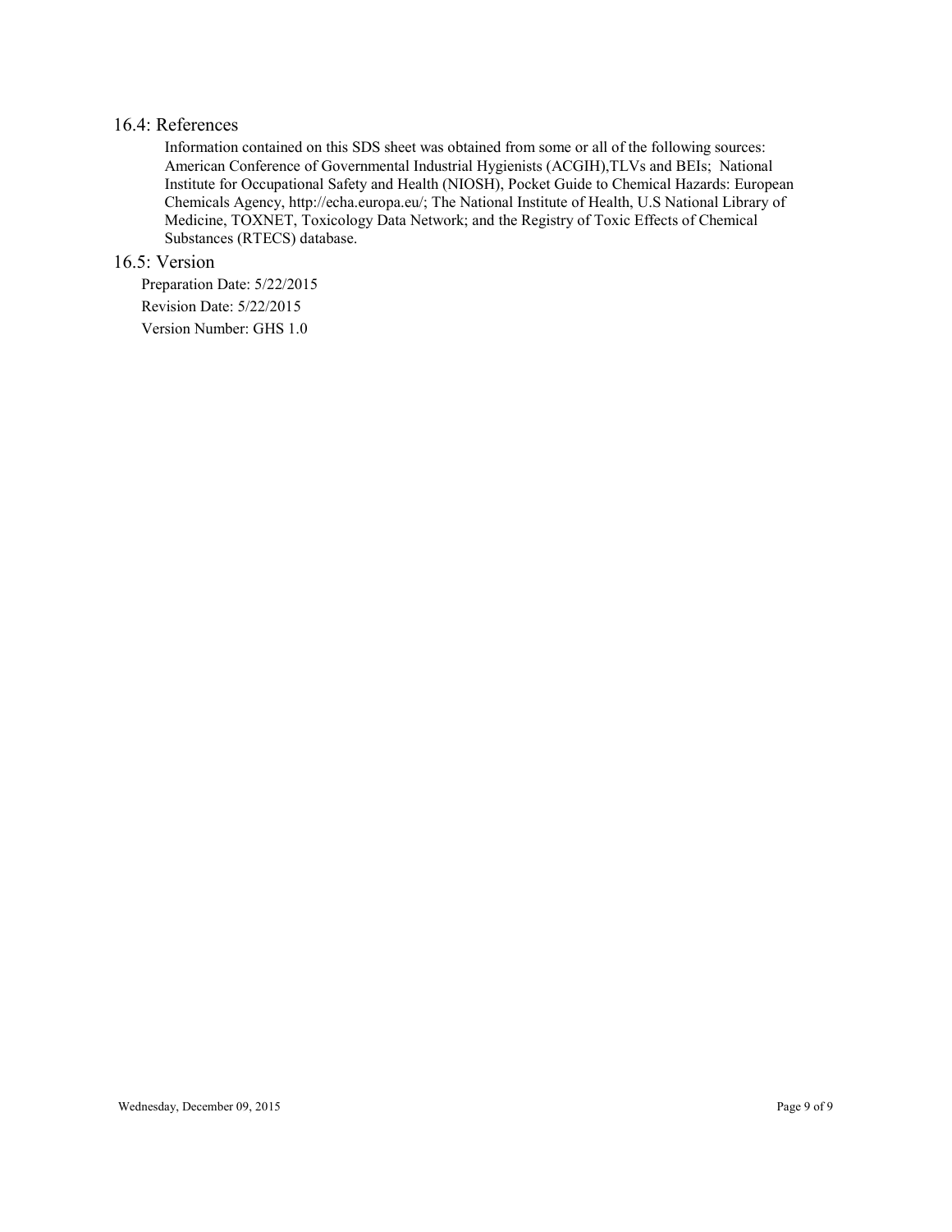## 16.4: References

Information contained on this SDS sheet was obtained from some or all of the following sources: American Conference of Governmental Industrial Hygienists (ACGIH),TLVs and BEIs; National Institute for Occupational Safety and Health (NIOSH), Pocket Guide to Chemical Hazards: European Chemicals Agency, http://echa.europa.eu/; The National Institute of Health, U.S National Library of Medicine, TOXNET, Toxicology Data Network; and the Registry of Toxic Effects of Chemical Substances (RTECS) database.

## 16.5: Version

Preparation Date: 5/22/2015

Revision Date: 5/22/2015

Version Number: GHS 1.0